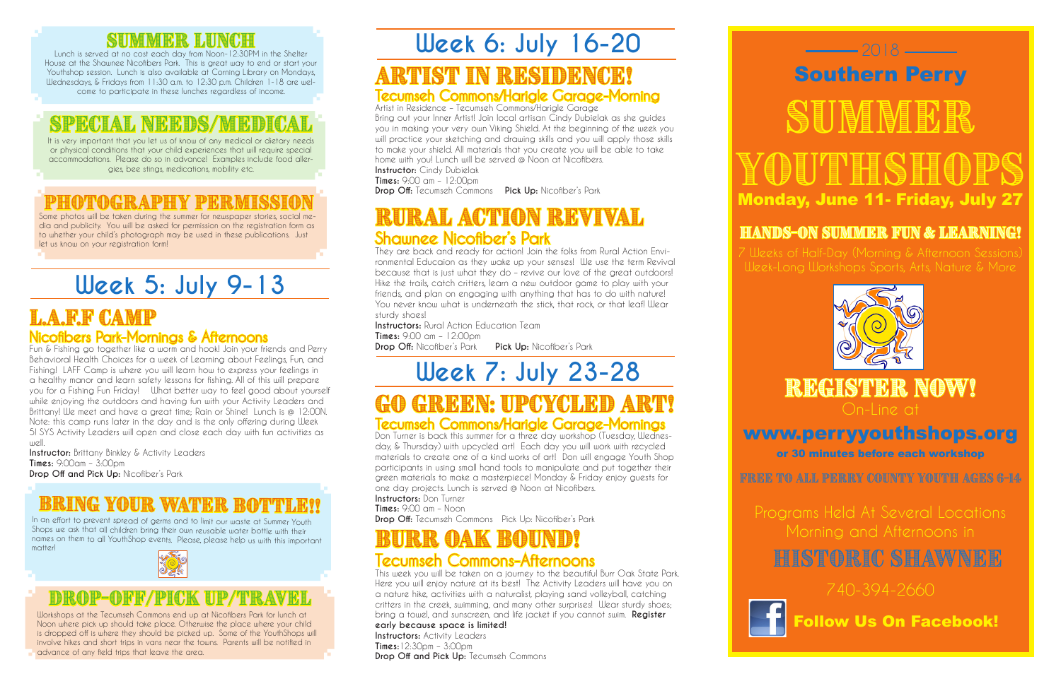## SUMMER LUNCH

Lunch is served at no cost each day from Noon-12:30PM in the Shelter House at the Shawnee Nicofibers Park. This is great way to end or start your Youthshop session. Lunch is also available at Corning Library on Mondays, Wednesdays, & Fridays from 11:30 a.m. to 12:30 p.m. Children 1-18 are welcome to participate in these lunches regardless of income.

## SPECIAL NEEDS/MEDICAL

It is very important that you let us of know of any medical or dietary needs or physical conditions that your child experiences that will require special accommodations. Please do so in advance! Examples include food allergies, bee stings, medications, mobility etc.

## PHOTOGRAPHY PERMISSION

Some photos will be taken during the summer for newspaper stories, social media and publicity. You will be asked for permission on the registration form as to whether your child's photograph may be used in these publications. Just let us know on your registration form!

# Week 5: July 9-13

## L.A.F.F CAMP

### Nicofibers Park-Mornings & Afternoons

Fun & Fishing go together like a worm and hook! Join your friends and Perry Behavioral Health Choices for a week of Learning about Feelings, Fun, and Fishing! LAFF Camp is where you will learn how to express your feelings in a healthy manor and learn safety lessons for fishing. All of this will prepare you for a Fishing Fun Friday! What better way to feel good about yourself while enjoying the outdoors and having fun with your Activity Leaders and Brittany! We meet and have a great time; Rain or Shine! Lunch is @ 12:00N. Note: this camp runs later in the day and is the only offering during Week 5! SYS Activity Leaders will open and close each day with fun activities as well.

**Instructor:** Brittany Binkley & Activity Leaders
**Times:** 9:00am – 3:00pm
**Drop Off and Pick Up:** Nicofiber's Park

## BRING YOUR WATER BOTTLE!!

In an effort to prevent spread of germs and to limit our waste at Summer Youth Shops we ask that all children bring their own reusable water bottle with their names on them to all YouthShop events. Please, please help us with this important matter!

## DROP-OFF/PICK UP/TRAVEL

Workshops at the Tecumseh Commons end up at Nicofibers Park for lunch at Noon where pick up should take place. Otherwise the place where your child is dropped off is where they should be picked up. Some of the YouthShops will involve hikes and short trips in vans near the towns. Parents will be notified in advance of any field trips that leave the area.

# Week 6: July 16-20

## ARTIST IN RESIDENCE!

### Tecumseh Commons/Harigle Garage-Morning

Artist in Residence – Tecumseh Commons/Harigle Garage
Bring out your Inner Artist! Join local artisan Cindy Dubielak as she guides you in making your very own Viking Shield. At the beginning of the week you will practice your sketching and drawing skills and you will apply those skills to make your shield. All materials that you create you will be able to take home with you! Lunch will be served @ Noon at Nicofibers.

**Instructor:** Cindy Dubielak
**Times:** 9:00 am – 12:00pm
**Drop Off:** Tecumseh Commons **Pick Up:** Nicofiber's Park

## RURAL ACTION REVIVAL

### Shawnee Nicofiber's Park

They are back and ready for action! Join the folks from Rural Action Environmental Educaion as they wake up your senses! We use the term Revival because that is just what they do – revive our love of the great outdoors! Hike the trails, catch critters, learn a new outdoor game to play with your friends, and plan on engaging with anything that has to do with nature! You never know what is underneath the stick, that rock, or that leaf! Wear sturdy shoes!

**Instructors:** Rural Action Education Team
**Times:** 9:00 am – 12:00pm
**Drop Off:** Nicofiber's Park **Pick Up:** Nicofiber's Park

# Week 7: July 23-28

## GO GREEN: UPCYCLED ART!

### Tecumseh Commons/Harigle Garage-Mornings

Don Turner is back this summer for a three day workshop (Tuesday, Wednesday, & Thursday) with upcycled art! Each day you will work with recycled materials to create one of a kind works of art! Don will engage Youth Shop participants in using small hand tools to manipulate and put together their green materials to make a masterpiece! Monday & Friday enjoy guests for one day projects. Lunch is served @ Noon at Nicofibers.

**Instructors:** Don Turner
**Times:** 9:00 am – Noon
**Drop Off:** Tecumseh Commons Pick Up: Nicofiber's Park

## BURR OAK BOUND!

### Tecumseh Commons-Afternoons

This week you will be taken on a journey to the beautiful Burr Oak State Park. Here you will enjoy nature at its best! The Activity Leaders will have you on a nature hike, activities with a naturalist, playing sand volleyball, catching critters in the creek, swimming, and many other surprises! Wear sturdy shoes; bring a towel, and sunscreen, and life jacket if you cannot swim. **Register early because space is limited!**

**Instructors:** Activity Leaders
**Times:** 12:30pm – 3:00pm
**Drop Off and Pick Up:** Tecumseh Commons

2018

# Southern Perry SUMMER YOUTHSHOPS

**Monday, June 11- Friday, July 27**

## HANDS-ON SUMMER FUN & LEARNING!

7 Weeks of Half-Day (Morning & Afternoon Sessions)
Week-Long Workshops Sports, Arts, Nature & More

## REGISTER NOW!

On-Line at

**www.perryyouthshops.org**

**or 30 minutes before each workshop**

**FREE TO ALL PERRY COUNTY YOUTH AGES 6-14**

Programs Held At Several Locations Morning and Afternoons in

## HISTORIC SHAWNEE

740-394-2660

**Follow Us On Facebook!**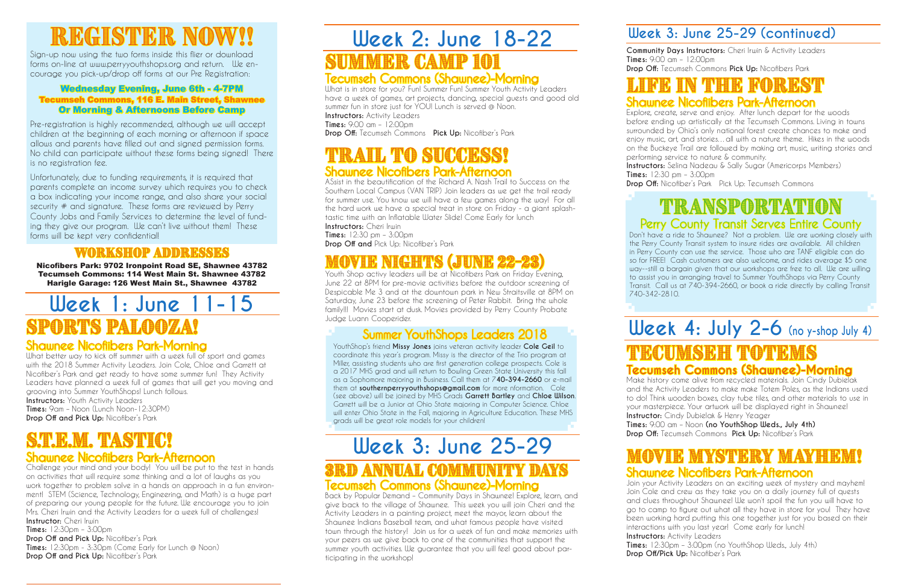# REGISTER NOW!!

Sign-up now using the two forms inside this flier or download forms on-line at www.perryyouthshops.org and return. We encourage you pick-up/drop off forms at our Pre Registration:

**Wednesday Evening, June 6th - 4-7PM**
**Tecumseh Commons, 116 E. Main Street, Shawnee**
**Or Morning & Afternoons Before Camp**

Pre-registration is highly recommended, although we will accept children at the beginning of each morning or afternoon if space allows and parents have filled out and signed permission forms. No child can participate without these forms being signed! There is no registration fee.

Unfortunately, due to funding requirements, it is required that parents complete an income survey which requires you to check a box indicating your income range, and also share your social security # and signature. These forms are reviewed by Perry County Jobs and Family Services to determine the level of funding they give our program. We can't live without them! These forms will be kept very confidential!

## WORKSHOP ADDRESSES

**Nicofibers Park: 9702 Ironpoint Road SE, Shawnee 43782**
**Tecumseh Commons: 114 West Main St. Shawnee 43782**
**Harigle Garage: 126 West Main St., Shawnee 43782**

# Week 1: June 11-15

## SPORTS PALOOZA!

### Shawnee Nicofibers Park-Morning

What better way to kick off summer with a week full of sport and games with the 2018 Summer Activity Leaders. Join Cole, Chloe and Garrett at Nicofiber's Park and get ready to have some summer fun! They Activity Leaders have planned a week full of games that will get you moving and grooving into Summer YouthShops! Lunch follows.

**Instructors:** Youth Activity Leaders
**Times:** 9am – Noon (Lunch Noon-12:30PM)
**Drop Off and Pick Up:** Nicofiber's Park

## S.T.E.M. TASTIC!

### Shawnee Nicofibers Park-Afternoon

Challenge your mind and your body! You will be put to the test in hands on activities that will require some thinking and a lot of laughs as you work together to problem solve in a hands on approach in a fun environment! STEM (Science, Technology, Engineering, and Math) is a huge part of preparing our young people for the future. We encourage you to join Mrs. Cheri Irwin and the Activity Leaders for a week full of challenges!

**Instructor:** Cheri Irwin
**Times:** 12:30pm – 3:00pm
**Drop Off and Pick Up:** Nicofiber's Park
**Times:** 12:30pm – 3:30pm (Come Early for Lunch @ Noon)
**Drop Off and Pick Up:** Nicofiber's Park

# Week 2: June 18-22

## SUMMER CAMP 101

### Tecumseh Commons (Shawnee)-Morning

What is in store for you? Fun! Summer Fun! Summer Youth Activity Leaders have a week of games, art projects, dancing, special guests and good old summer fun in store just for YOU! Lunch is served @ Noon.

**Instructors:** Activity Leaders
**Times:** 9:00 am – 12:00pm
**Drop Off:** Tecumseh Commons **Pick Up:** Nicofiber's Park

## TRAIL TO SUCCESS!

### Shawnee Nicofibers Park-Afternoon

ASsist in the beautification of the Richard A. Nash Trail to Success on the Southern Local Campus (VAN TRIP) Join leaders as we get the trail ready for summer use. You know we will have a few games along the way! For all the hard work we have a special treat in store on Friday - a giant splash-tastic time with an Inflatable Water Slide! Come Early for lunch

**Instructors:** Cheri Irwin
**Times:** 12:30 pm – 3:00pm
**Drop Off and** Pick Up: Nicofiber's Park

## MOVIE NIGHTS (JUNE 22-23)

Youth Shop activy leaders will be at Nicofibers Park on Friday Evening, June 22 at 8PM for pre-movie activities before the outdoor screening of Despicable Me 3 and at the downtown park in New Straitsville at 8PM on Saturday, June 23 before the screening of Peter Rabbit. Bring the whole family!!! Movies start at dusk. Movies provided by Perry County Probate Judge Luann Cooperider.

### Summer YouthShops Leaders 2018

YouthShop's friend **Missy Jones** joins veteran activity leader **Cole Geil** to coordinate this year's program. Missy is the director of the Trio program at Miller, assisting students who are first generation college prospects. Cole is a 2017 MHS grad and will return to Bowling Green State University this fall as a Sophomore majoring in Business. Call them at 7**40-394-2660** or e-mail them at **southernperryyouthshops@gmail.com** for more nformation. Cole (see above) will be joined by MHS Grads **Garrett Bartley** and **Chloe Wilson**. Garrett will be a Junior at Ohio State majoring in Computer Science. Chloe will enter Ohio State in the Fall, majoring in Agriculture Education. These MHS grads will be great role models for your children!

# Week 3: June 25-29

## 3RD ANNUAL COMMUNITY DAYS

### Tecumseh Commons (Shawnee)-Morning

Back by Popular Demand – Community Days in Shawnee! Explore, learn, and give back to the village of Shawnee. This week you will join Cheri and the Activity Leaders in a painting project, meet the mayor, learn about the Shawnee Indians Baseball team, and what famous people have visited town through the history! Join us for a week of fun and make memories with your peers as we give back to one of the communities that support the summer youth activities. We guarantee that you will feel good about participating in the workshop!

# Week 3: June 25-29 (continued)

**Community Days Instructors:** Cheri Irwin & Activity Leaders
**Times:** 9:00 am – 12:00pm
**Drop Off:** Tecumseh Commons **Pick Up:** Nicofibers Park

## LIFE IN THE FOREST

### Shawnee Nicofibers Park-Afternoon

Explore, create, serve and enjoy. After lunch depart for the woods before ending up artistically at the Tecumseh Commons. Living in towns surrounded by Ohio's only national forest create chances to make and enjoy music, art, and stories… all with a nature theme. Hikes in the woods on the Buckeye Trail are followed by making art, music, writing stories and performing service to nature & community.

**Instructors:** Selina Nadeau & Sally Sugar (Americorps Members)
**Times:** 12:30 pm – 3:00pm
**Drop Off:** Nicofiber's Park Pick Up: Tecumseh Commons

## TRANSPORTATION

### Perry County Transit Serves Entire County

Don't have a ride to Shawnee? Not a problem. We are working closely with the Perry County Transit system to insure rides are available. All children in Perry County can use the service. Those who are TANF eligible can do so for FREE! Cash customers are also welcome, and rides average $5 one way--still a bargain given that our workshops are free to all. We are willing to assist you in arranging travel to Summer YouthShops via Perry County Transit. Call us at 740-394-2660, or book a ride directly by calling Transit 740-342-2810.

# Week 4: July 2-6 (no y-shop July 4)

## TECUMSEH TOTEMS

### Tecumseh Commons (Shawnee)-Morning

Make history come alive from recycled materials. Join Cindy Dubielak and the Activity Leaders to make Totem Poles, as the Indians used to do! Think wooden boxes, clay tube tiles, and other materials to use in your masterpiece. Your artwork will be displayed right in Shawnee!

**Instructor:** Cindy Dubielak & Henry Yeager
**Times:** 9:00 am – Noon **(no YouthShop Weds., July 4th)**
**Drop Off:** Tecumseh Commons **Pick Up:** Nicofiber's Park

## MOVIE MYSTERY MAYHEM!

### Shawnee Nicofibers Park-Afternoon

Join your Activity Leaders on an exciting week of mystery and mayhem! Join Cole and crew as they take you on a daily journey full of quests and clues throughout Shawnee! We won't spoil the fun you will have to go to camp to figure out what all they have in store for you! They have been working hard putting this one together just for you based on their interactions with you last year! Come early for lunch!

**Instructors:** Activity Leaders
**Times:** 12:30pm – 3:00pm (no YouthShop Weds., July 4th)
**Drop Off/Pick Up:** Nicofiber's Park